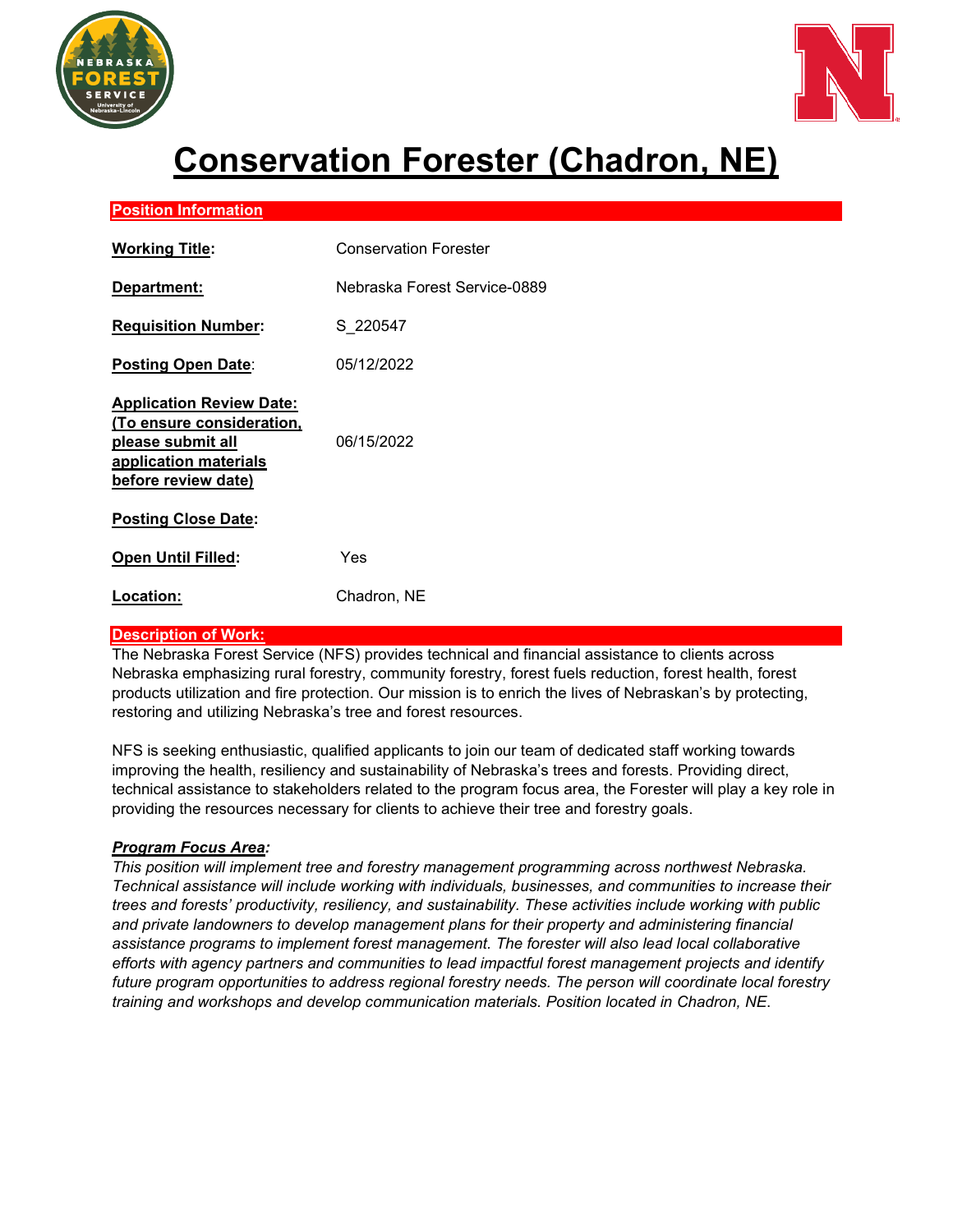# Conservation Forester (Chadron, NE)

## Position Information

| | |
|---|---|
| **Working Title:** | Conservation Forester |
| **Department:** | Nebraska Forest Service-0889 |
| **Requisition Number:** | S_220547 |
| **Posting Open Date:** | 05/12/2022 |
| **Application Review Date: (To ensure consideration, please submit all application materials before review date)** | 06/15/2022 |
| **Posting Close Date:** | |
| **Open Until Filled:** | Yes |
| **Location:** | Chadron, NE |

## Description of Work:

The Nebraska Forest Service (NFS) provides technical and financial assistance to clients across Nebraska emphasizing rural forestry, community forestry, forest fuels reduction, forest health, forest products utilization and fire protection. Our mission is to enrich the lives of Nebraskan's by protecting, restoring and utilizing Nebraska's tree and forest resources.

NFS is seeking enthusiastic, qualified applicants to join our team of dedicated staff working towards improving the health, resiliency and sustainability of Nebraska's trees and forests. Providing direct, technical assistance to stakeholders related to the program focus area, the Forester will play a key role in providing the resources necessary for clients to achieve their tree and forestry goals.

***Program Focus Area:***

*This position will implement tree and forestry management programming across northwest Nebraska. Technical assistance will include working with individuals, businesses, and communities to increase their trees and forests' productivity, resiliency, and sustainability. These activities include working with public and private landowners to develop management plans for their property and administering financial assistance programs to implement forest management. The forester will also lead local collaborative efforts with agency partners and communities to lead impactful forest management projects and identify future program opportunities to address regional forestry needs. The person will coordinate local forestry training and workshops and develop communication materials. Position located in Chadron, NE.*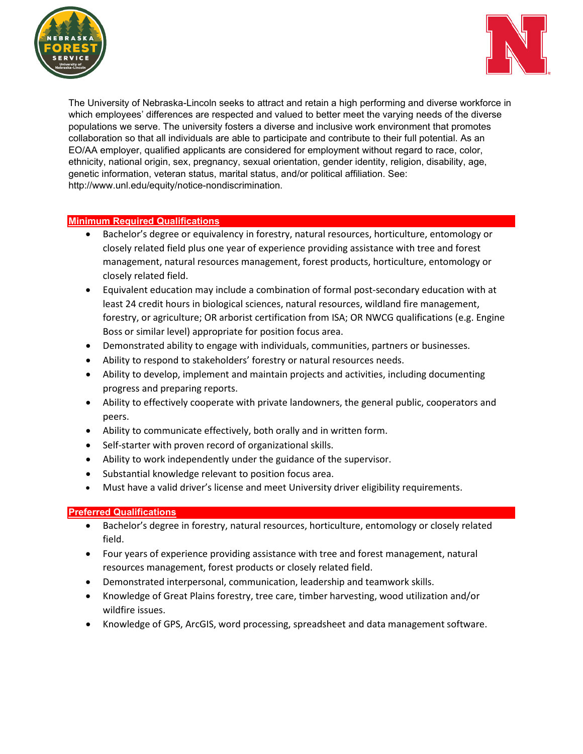The University of Nebraska-Lincoln seeks to attract and retain a high performing and diverse workforce in which employees' differences are respected and valued to better meet the varying needs of the diverse populations we serve. The university fosters a diverse and inclusive work environment that promotes collaboration so that all individuals are able to participate and contribute to their full potential. As an EO/AA employer, qualified applicants are considered for employment without regard to race, color, ethnicity, national origin, sex, pregnancy, sexual orientation, gender identity, religion, disability, age, genetic information, veteran status, marital status, and/or political affiliation. See: http://www.unl.edu/equity/notice-nondiscrimination.

## Minimum Required Qualifications

- Bachelor's degree or equivalency in forestry, natural resources, horticulture, entomology or closely related field plus one year of experience providing assistance with tree and forest management, natural resources management, forest products, horticulture, entomology or closely related field.
- Equivalent education may include a combination of formal post-secondary education with at least 24 credit hours in biological sciences, natural resources, wildland fire management, forestry, or agriculture; OR arborist certification from ISA; OR NWCG qualifications (e.g. Engine Boss or similar level) appropriate for position focus area.
- Demonstrated ability to engage with individuals, communities, partners or businesses.
- Ability to respond to stakeholders' forestry or natural resources needs.
- Ability to develop, implement and maintain projects and activities, including documenting progress and preparing reports.
- Ability to effectively cooperate with private landowners, the general public, cooperators and peers.
- Ability to communicate effectively, both orally and in written form.
- Self-starter with proven record of organizational skills.
- Ability to work independently under the guidance of the supervisor.
- Substantial knowledge relevant to position focus area.
- Must have a valid driver's license and meet University driver eligibility requirements.

## Preferred Qualifications

- Bachelor's degree in forestry, natural resources, horticulture, entomology or closely related field.
- Four years of experience providing assistance with tree and forest management, natural resources management, forest products or closely related field.
- Demonstrated interpersonal, communication, leadership and teamwork skills.
- Knowledge of Great Plains forestry, tree care, timber harvesting, wood utilization and/or wildfire issues.
- Knowledge of GPS, ArcGIS, word processing, spreadsheet and data management software.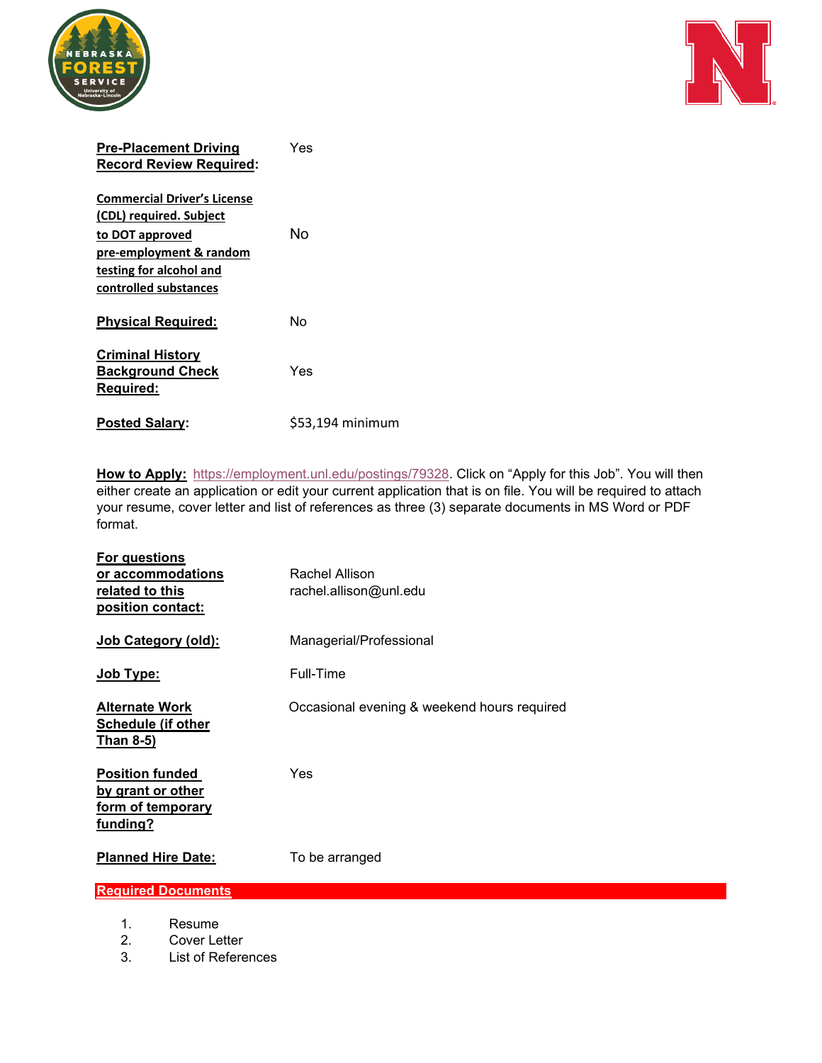| | |
|---|---|
| **Pre-Placement Driving Record Review Required:** | Yes |
| **Commercial Driver's License (CDL) required. Subject to DOT approved pre-employment & random testing for alcohol and controlled substances** | No |
| **Physical Required:** | No |
| **Criminal History Background Check Required:** | Yes |
| **Posted Salary:** | $53,194 minimum |

**How to Apply:** https://employment.unl.edu/postings/79328. Click on "Apply for this Job". You will then either create an application or edit your current application that is on file. You will be required to attach your resume, cover letter and list of references as three (3) separate documents in MS Word or PDF format.

| | |
|---|---|
| **For questions or accommodations related to this position contact:** | Rachel Allison<br>rachel.allison@unl.edu |
| **Job Category (old):** | Managerial/Professional |
| **Job Type:** | Full-Time |
| **Alternate Work Schedule (if other Than 8-5)** | Occasional evening & weekend hours required |
| **Position funded by grant or other form of temporary funding?** | Yes |
| **Planned Hire Date:** | To be arranged |

**Required Documents**

1. Resume
2. Cover Letter
3. List of References